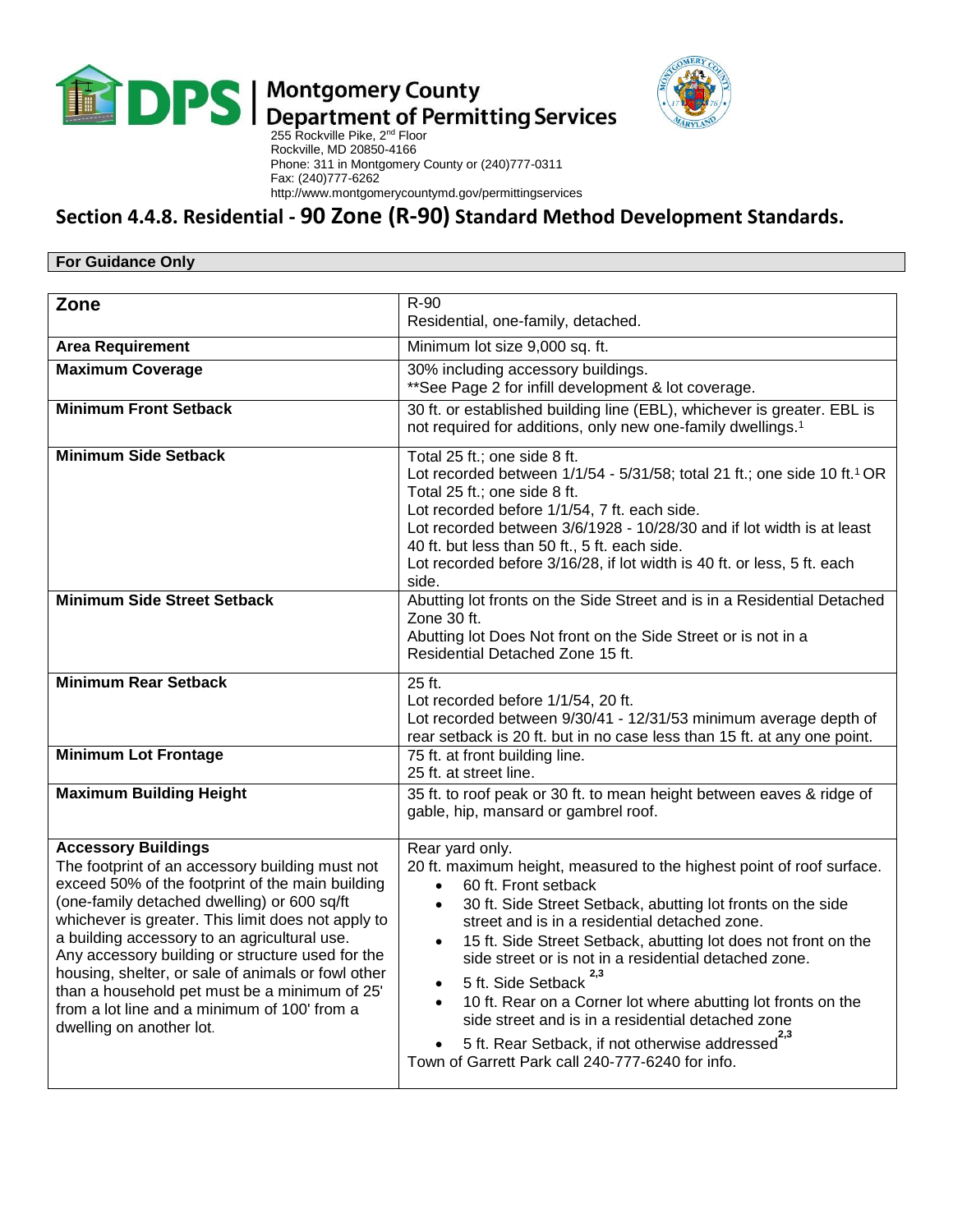**DPS | Montgomery County Department of Permitting Services**
255 Rockville Pike, 2nd Floor
Rockville, MD 20850-4166
Phone: 311 in Montgomery County or (240)777-0311
Fax: (240)777-6262
http://www.montgomerycountymd.gov/permittingservices

## Section 4.4.8. Residential - 90 Zone (R-90) Standard Method Development Standards.

**For Guidance Only**

| **Zone** | R-90<br>Residential, one-family, detached. |
|---|---|
| **Area Requirement** | Minimum lot size 9,000 sq. ft. |
| **Maximum Coverage** | 30% including accessory buildings.<br>**See Page 2 for infill development & lot coverage. |
| **Minimum Front Setback** | 30 ft. or established building line (EBL), whichever is greater. EBL is not required for additions, only new one-family dwellings.[1] |
| **Minimum Side Setback** | Total 25 ft.; one side 8 ft.<br>Lot recorded between 1/1/54 - 5/31/58; total 21 ft.; one side 10 ft.[1] OR Total 25 ft.; one side 8 ft.<br>Lot recorded before 1/1/54, 7 ft. each side.<br>Lot recorded between 3/6/1928 - 10/28/30 and if lot width is at least 40 ft. but less than 50 ft., 5 ft. each side.<br>Lot recorded before 3/16/28, if lot width is 40 ft. or less, 5 ft. each side. |
| **Minimum Side Street Setback** | Abutting lot fronts on the Side Street and is in a Residential Detached Zone 30 ft.<br>Abutting lot Does Not front on the Side Street or is not in a Residential Detached Zone 15 ft. |
| **Minimum Rear Setback** | 25 ft.<br>Lot recorded before 1/1/54, 20 ft.<br>Lot recorded between 9/30/41 - 12/31/53 minimum average depth of rear setback is 20 ft. but in no case less than 15 ft. at any one point. |
| **Minimum Lot Frontage** | 75 ft. at front building line.<br>25 ft. at street line. |
| **Maximum Building Height** | 35 ft. to roof peak or 30 ft. to mean height between eaves & ridge of gable, hip, mansard or gambrel roof. |
| **Accessory Buildings**<br>The footprint of an accessory building must not exceed 50% of the footprint of the main building (one-family detached dwelling) or 600 sq/ft whichever is greater. This limit does not apply to a building accessory to an agricultural use. Any accessory building or structure used for the housing, shelter, or sale of animals or fowl other than a household pet must be a minimum of 25' from a lot line and a minimum of 100' from a dwelling on another lot. | Rear yard only.<br>20 ft. maximum height, measured to the highest point of roof surface.<br>• 60 ft. Front setback<br>• 30 ft. Side Street Setback, abutting lot fronts on the side street and is in a residential detached zone.<br>• 15 ft. Side Street Setback, abutting lot does not front on the side street or is not in a residential detached zone.<br>• 5 ft. Side Setback [2,3]<br>• 10 ft. Rear on a Corner lot where abutting lot fronts on the side street and is in a residential detached zone<br>• 5 ft. Rear Setback, if not otherwise addressed[2,3]<br>Town of Garrett Park call 240-777-6240 for info. |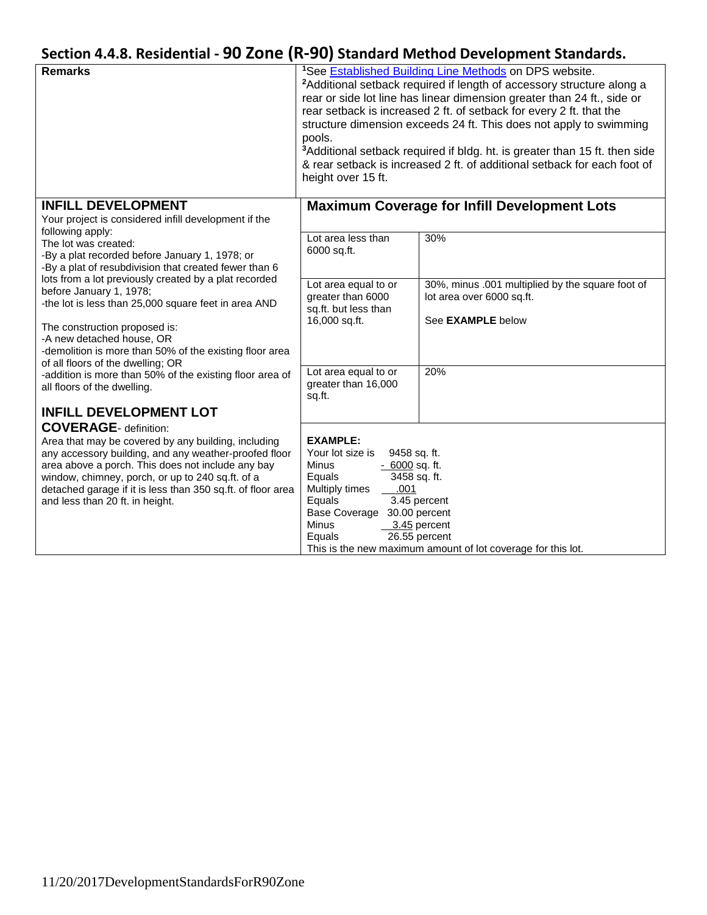## Section 4.4.8. Residential - 90 Zone (R-90) Standard Method Development Standards.

| | |
|---|---|
| **Remarks** | [1]See Established Building Line Methods on DPS website.<br>[2]Additional setback required if length of accessory structure along a rear or side lot line has linear dimension greater than 24 ft., side or rear setback is increased 2 ft. of setback for every 2 ft. that the structure dimension exceeds 24 ft. This does not apply to swimming pools.<br>[3]Additional setback required if bldg. ht. is greater than 15 ft. then side & rear setback is increased 2 ft. of additional setback for each foot of height over 15 ft. |

### INFILL DEVELOPMENT

Your project is considered infill development if the following apply:

The lot was created:

-By a plat recorded before January 1, 1978; or

-By a plat of resubdivision that created fewer than 6 lots from a lot previously created by a plat recorded before January 1, 1978;

-the lot is less than 25,000 square feet in area AND

The construction proposed is:

-A new detached house, OR

-demolition is more than 50% of the existing floor area of all floors of the dwelling; OR

-addition is more than 50% of the existing floor area of all floors of the dwelling.

### INFILL DEVELOPMENT LOT COVERAGE- definition:

Area that may be covered by any building, including any accessory building, and any weather-proofed floor area above a porch. This does not include any bay window, chimney, porch, or up to 240 sq.ft. of a detached garage if it is less than 350 sq.ft. of floor area and less than 20 ft. in height.

### Maximum Coverage for Infill Development Lots

| | |
|---|---|
| Lot area less than 6000 sq.ft. | 30% |
| Lot area equal to or greater than 6000 sq.ft. but less than 16,000 sq.ft. | 30%, minus .001 multiplied by the square foot of lot area over 6000 sq.ft.<br><br>See **EXAMPLE** below |
| Lot area equal to or greater than 16,000 sq.ft. | 20% |

**EXAMPLE:**

| | |
|---|---|
| Your lot size is | 9458 sq. ft. |
| Minus | - 6000 sq. ft. |
| Equals | 3458 sq. ft. |
| Multiply times | .001 |
| Equals | 3.45 percent |
| Base Coverage | 30.00 percent |
| Minus | 3.45 percent |
| Equals | 26.55 percent |

This is the new maximum amount of lot coverage for this lot.